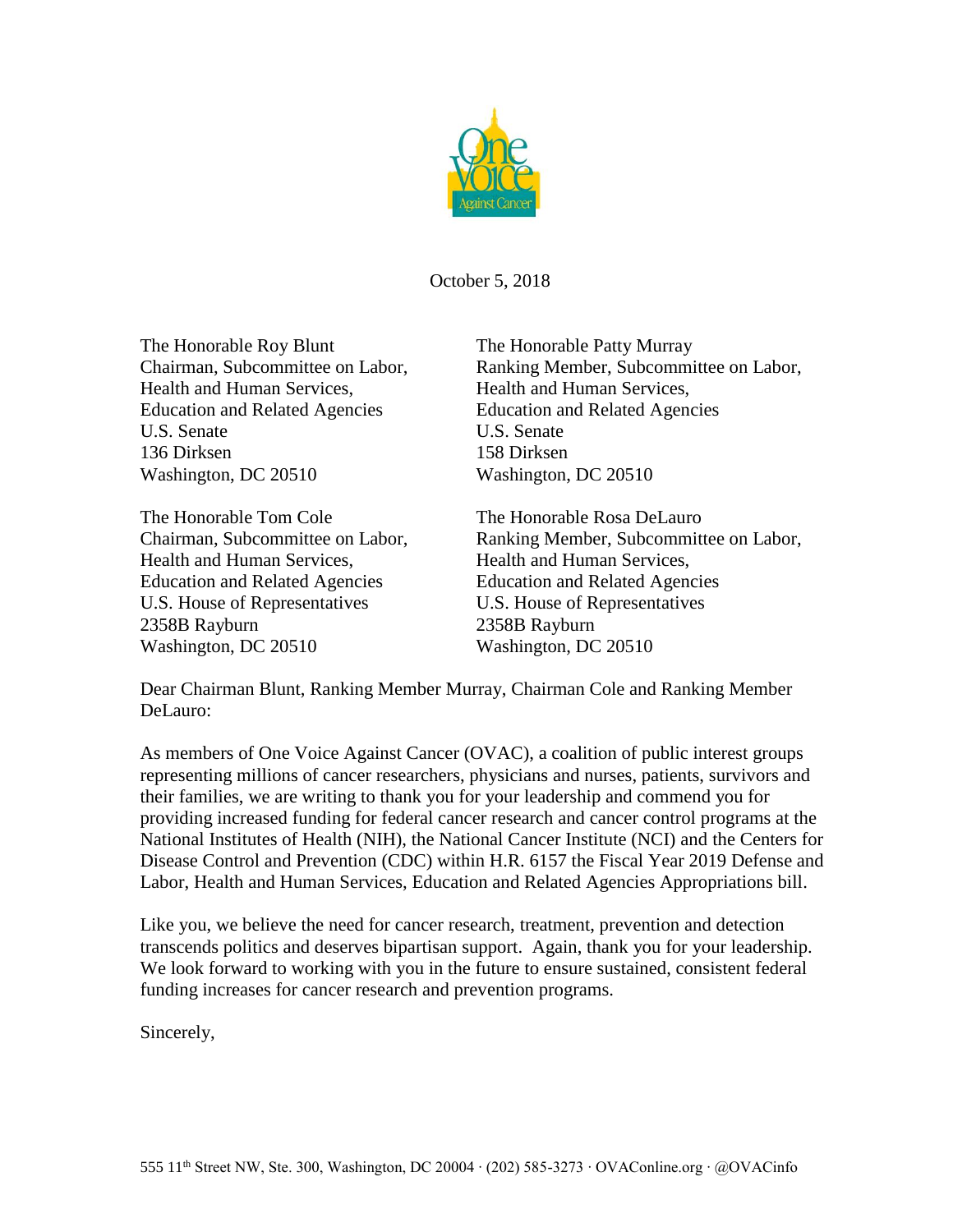October 5, 2018

The Honorable Roy Blunt
Chairman, Subcommittee on Labor,
Health and Human Services,
Education and Related Agencies
U.S. Senate
136 Dirksen
Washington, DC 20510

The Honorable Patty Murray
Ranking Member, Subcommittee on Labor,
Health and Human Services,
Education and Related Agencies
U.S. Senate
158 Dirksen
Washington, DC 20510

The Honorable Tom Cole
Chairman, Subcommittee on Labor,
Health and Human Services,
Education and Related Agencies
U.S. House of Representatives
2358B Rayburn
Washington, DC 20510

The Honorable Rosa DeLauro
Ranking Member, Subcommittee on Labor,
Health and Human Services,
Education and Related Agencies
U.S. House of Representatives
2358B Rayburn
Washington, DC 20510

Dear Chairman Blunt, Ranking Member Murray, Chairman Cole and Ranking Member DeLauro:

As members of One Voice Against Cancer (OVAC), a coalition of public interest groups representing millions of cancer researchers, physicians and nurses, patients, survivors and their families, we are writing to thank you for your leadership and commend you for providing increased funding for federal cancer research and cancer control programs at the National Institutes of Health (NIH), the National Cancer Institute (NCI) and the Centers for Disease Control and Prevention (CDC) within H.R. 6157 the Fiscal Year 2019 Defense and Labor, Health and Human Services, Education and Related Agencies Appropriations bill.

Like you, we believe the need for cancer research, treatment, prevention and detection transcends politics and deserves bipartisan support. Again, thank you for your leadership. We look forward to working with you in the future to ensure sustained, consistent federal funding increases for cancer research and prevention programs.

Sincerely,

555 11th Street NW, Ste. 300, Washington, DC 20004 · (202) 585-3273 · OVAConline.org · @OVACinfo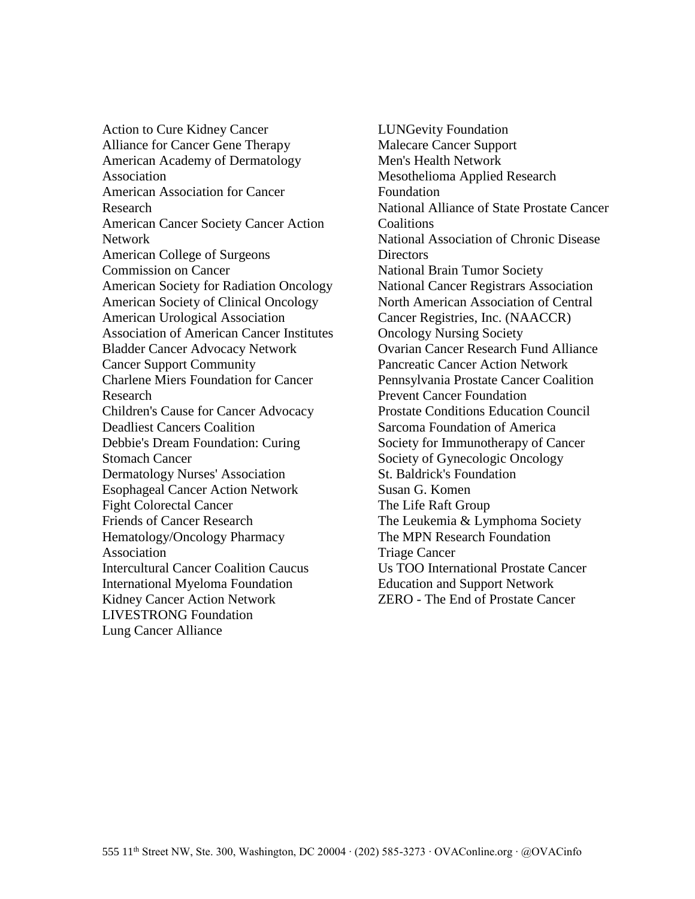Action to Cure Kidney Cancer
Alliance for Cancer Gene Therapy
American Academy of Dermatology Association
American Association for Cancer Research
American Cancer Society Cancer Action Network
American College of Surgeons Commission on Cancer
American Society for Radiation Oncology
American Society of Clinical Oncology
American Urological Association
Association of American Cancer Institutes
Bladder Cancer Advocacy Network
Cancer Support Community
Charlene Miers Foundation for Cancer Research
Children's Cause for Cancer Advocacy
Deadliest Cancers Coalition
Debbie's Dream Foundation: Curing Stomach Cancer
Dermatology Nurses' Association
Esophageal Cancer Action Network
Fight Colorectal Cancer
Friends of Cancer Research
Hematology/Oncology Pharmacy Association
Intercultural Cancer Coalition Caucus
International Myeloma Foundation
Kidney Cancer Action Network
LIVESTRONG Foundation
Lung Cancer Alliance
LUNGevity Foundation
Malecare Cancer Support
Men's Health Network
Mesothelioma Applied Research Foundation
National Alliance of State Prostate Cancer Coalitions
National Association of Chronic Disease Directors
National Brain Tumor Society
National Cancer Registrars Association
North American Association of Central Cancer Registries, Inc. (NAACCR)
Oncology Nursing Society
Ovarian Cancer Research Fund Alliance
Pancreatic Cancer Action Network
Pennsylvania Prostate Cancer Coalition
Prevent Cancer Foundation
Prostate Conditions Education Council
Sarcoma Foundation of America
Society for Immunotherapy of Cancer
Society of Gynecologic Oncology
St. Baldrick's Foundation
Susan G. Komen
The Life Raft Group
The Leukemia & Lymphoma Society
The MPN Research Foundation
Triage Cancer
Us TOO International Prostate Cancer Education and Support Network
ZERO - The End of Prostate Cancer